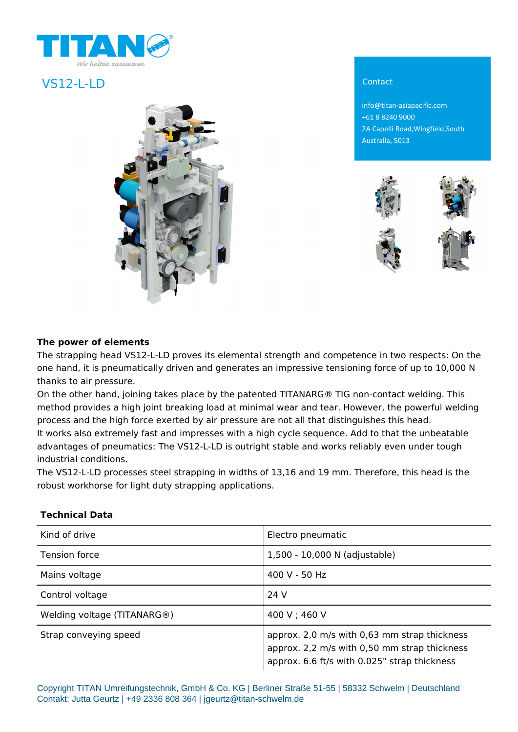TITAN
Wir halten zusammen

# VS12-L-LD

Contact

info@titan-asiapacific.com
+61 8 8240 9000
2A Capelli Road,Wingfield,South Australia, 5013

**The power of elements**

The strapping head VS12-L-LD proves its elemental strength and competence in two respects: On the one hand, it is pneumatically driven and generates an impressive tensioning force of up to 10,000 N thanks to air pressure.
On the other hand, joining takes place by the patented TITANARG® TIG non-contact welding. This method provides a high joint breaking load at minimal wear and tear. However, the powerful welding process and the high force exerted by air pressure are not all that distinguishes this head.
It works also extremely fast and impresses with a high cycle sequence. Add to that the unbeatable advantages of pneumatics: The VS12-L-LD is outright stable and works reliably even under tough industrial conditions.
The VS12-L-LD processes steel strapping in widths of 13,16 and 19 mm. Therefore, this head is the robust workhorse for light duty strapping applications.

**Technical Data**

| | |
|---|---|
| Kind of drive | Electro pneumatic |
| Tension force | 1,500 - 10,000 N (adjustable) |
| Mains voltage | 400 V - 50 Hz |
| Control voltage | 24 V |
| Welding voltage (TITANARG®) | 400 V ; 460 V |
| Strap conveying speed | approx. 2,0 m/s with 0,63 mm strap thickness<br>approx. 2,2 m/s with 0,50 mm strap thickness<br>approx. 6.6 ft/s with 0.025" strap thickness |

Copyright TITAN Umreifungstechnik, GmbH & Co. KG | Berliner Straße 51-55 | 58332 Schwelm | Deutschland
Contakt: Jutta Geurtz | +49 2336 808 364 | jgeurtz@titan-schwelm.de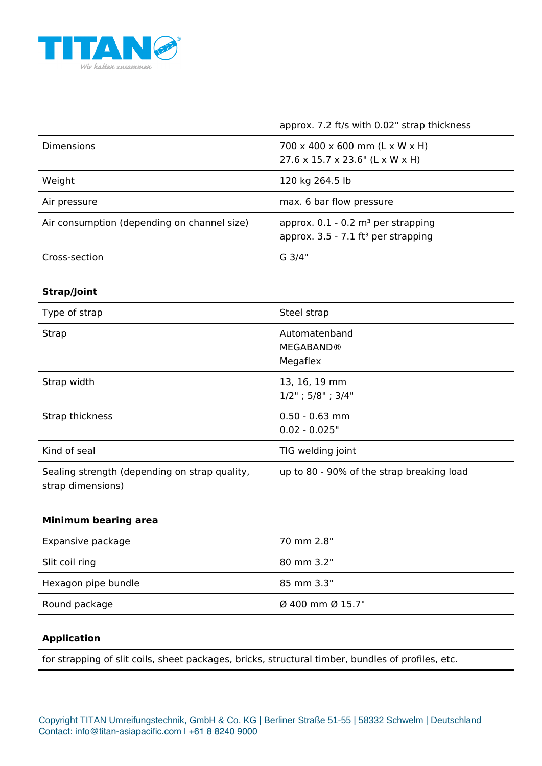| | |
|---|---|
| | approx. 7.2 ft/s with 0.02" strap thickness |
| Dimensions | 700 x 400 x 600 mm (L x W x H)<br>27.6 x 15.7 x 23.6" (L x W x H) |
| Weight | 120 kg 264.5 lb |
| Air pressure | max. 6 bar flow pressure |
| Air consumption (depending on channel size) | approx. 0.1 - 0.2 m³ per strapping<br>approx. 3.5 - 7.1 ft³ per strapping |
| Cross-section | G 3/4" |

**Strap/Joint**

| | |
|---|---|
| Type of strap | Steel strap |
| Strap | Automatenband<br>MEGABAND®<br>Megaflex |
| Strap width | 13, 16, 19 mm<br>1/2" ; 5/8" ; 3/4" |
| Strap thickness | 0.50 - 0.63 mm<br>0.02 - 0.025" |
| Kind of seal | TIG welding joint |
| Sealing strength (depending on strap quality, strap dimensions) | up to 80 - 90% of the strap breaking load |

**Minimum bearing area**

| | |
|---|---|
| Expansive package | 70 mm 2.8" |
| Slit coil ring | 80 mm 3.2" |
| Hexagon pipe bundle | 85 mm 3.3" |
| Round package | Ø 400 mm Ø 15.7" |

**Application**

for strapping of slit coils, sheet packages, bricks, structural timber, bundles of profiles, etc.

Copyright TITAN Umreifungstechnik, GmbH & Co. KG | Berliner Straße 51-55 | 58332 Schwelm | Deutschland
Contact: info@titan-asiapacific.com l +61 8 8240 9000